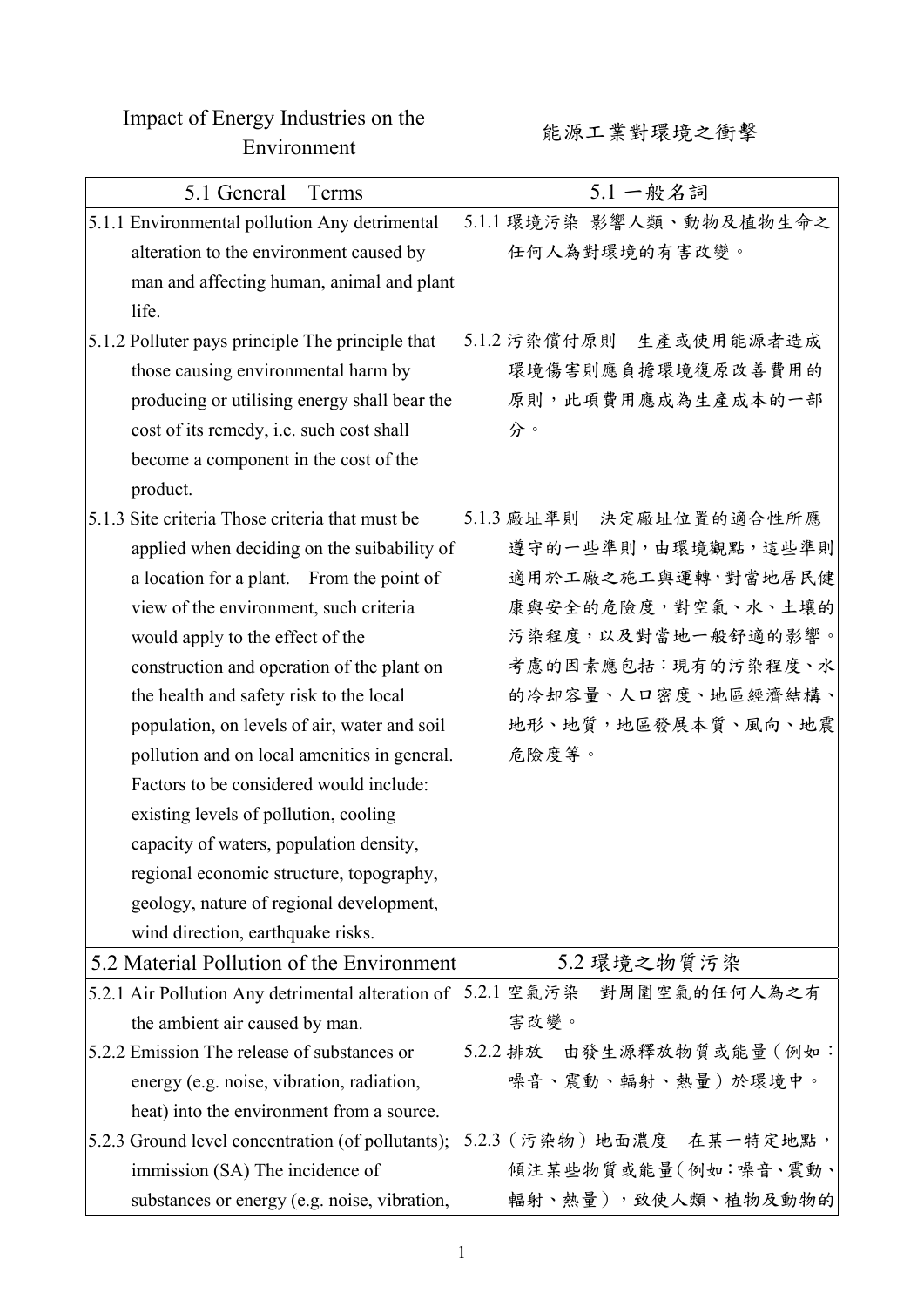Impact of Energy Industries on the Environment

能源工業對環境之衝擊

| 5.1 General　Terms | 5.1 一般名詞 |
|---|---|
| 5.1.1 Environmental pollution Any detrimental alteration to the environment caused by man and affecting human, animal and plant life. | 5.1.1 環境污染 影響人類、動物及植物生命之任何人為對環境的有害改變。 |
| 5.1.2 Polluter pays principle The principle that those causing environmental harm by producing or utilising energy shall bear the cost of its remedy, i.e. such cost shall become a component in the cost of the product. | 5.1.2 污染償付原則　生產或使用能源者造成環境傷害則應負擔環境復原改善費用的原則，此項費用應成為生產成本的一部分。 |
| 5.1.3 Site criteria Those criteria that must be applied when deciding on the suibability of a location for a plant.　From the point of view of the environment, such criteria would apply to the effect of the construction and operation of the plant on the health and safety risk to the local population, on levels of air, water and soil pollution and on local amenities in general. Factors to be considered would include: existing levels of pollution, cooling capacity of waters, population density, regional economic structure, topography, geology, nature of regional development, wind direction, earthquake risks. | 5.1.3 廠址準則　決定廠址位置的適合性所應遵守的一些準則，由環境觀點，這些準則適用於工廠之施工與運轉，對當地居民健康與安全的危險度，對空氣、水、土壤的污染程度，以及對當地一般舒適的影響。考慮的因素應包括：現有的污染程度、水的冷卻容量、人口密度、地區經濟結構、地形、地質，地區發展本質、風向、地震危險度等。 |
| **5.2 Material Pollution of the Environment** | **5.2 環境之物質污染** |
| 5.2.1 Air Pollution Any detrimental alteration of the ambient air caused by man. | 5.2.1 空氣污染　對周圍空氣的任何人為之有害改變。 |
| 5.2.2 Emission The release of substances or energy (e.g. noise, vibration, radiation, heat) into the environment from a source. | 5.2.2 排放　由發生源釋放物質或能量（例如：噪音、震動、輻射、熱量）於環境中。 |
| 5.2.3 Ground level concentration (of pollutants); immission (SA) The incidence of substances or energy (e.g. noise, vibration, | 5.2.3（污染物）地面濃度　在某一特定地點，傾注某些物質或能量（例如：噪音、震動、輻射、熱量），致使人類、植物及動物的 |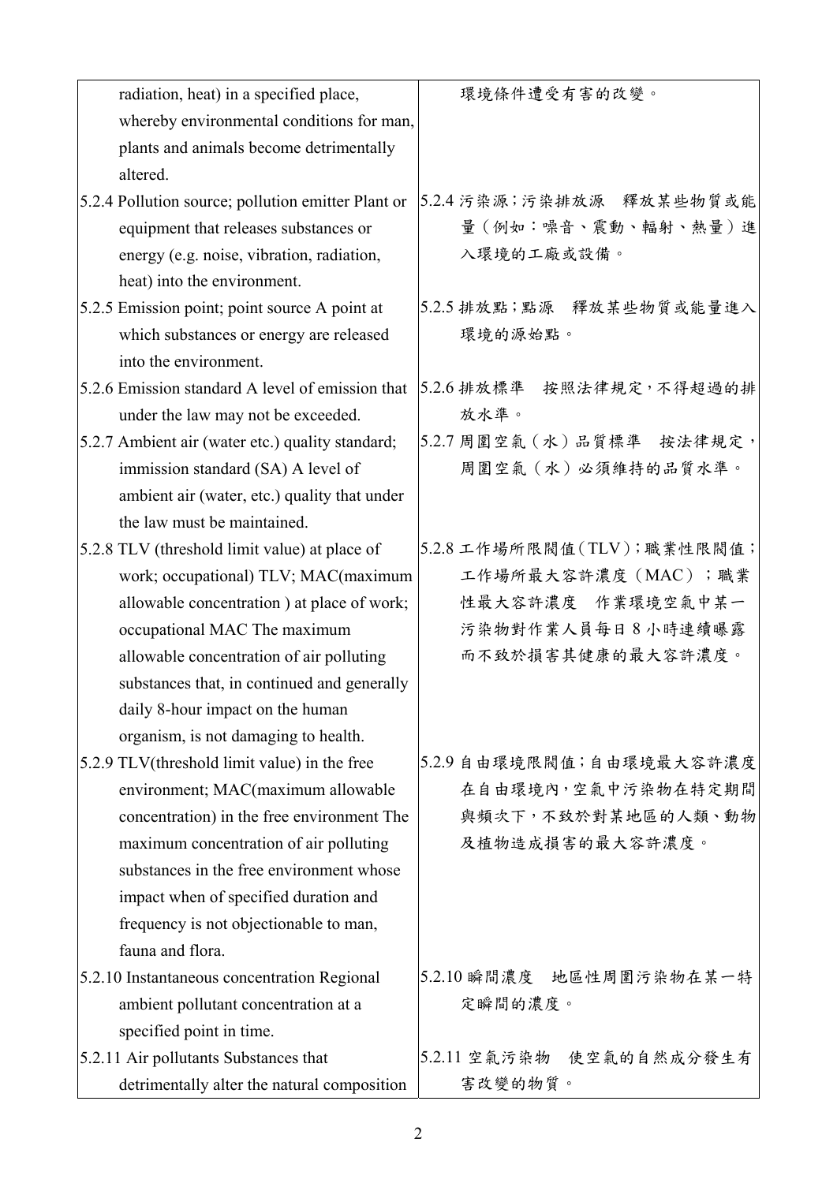| | |
|---|---|
| radiation, heat) in a specified place, whereby environmental conditions for man, plants and animals become detrimentally altered. | 環境條件遭受有害的改變。 |
| 5.2.4 Pollution source; pollution emitter Plant or equipment that releases substances or energy (e.g. noise, vibration, radiation, heat) into the environment. | 5.2.4 污染源；污染排放源　釋放某些物質或能量（例如：噪音、震動、輻射、熱量）進入環境的工廠或設備。 |
| 5.2.5 Emission point; point source A point at which substances or energy are released into the environment. | 5.2.5 排放點；點源　釋放某些物質或能量進入環境的源始點。 |
| 5.2.6 Emission standard A level of emission that under the law may not be exceeded. | 5.2.6 排放標準　按照法律規定，不得超過的排放水準。 |
| 5.2.7 Ambient air (water etc.) quality standard; immission standard (SA) A level of ambient air (water, etc.) quality that under the law must be maintained. | 5.2.7 周圍空氣（水）品質標準　按法律規定，周圍空氣（水）必須維持的品質水準。 |
| 5.2.8 TLV (threshold limit value) at place of work; occupational) TLV; MAC(maximum allowable concentration ) at place of work; occupational MAC The maximum allowable concentration of air polluting substances that, in continued and generally daily 8-hour impact on the human organism, is not damaging to health. | 5.2.8 工作場所限閾值（TLV）；職業性限閾值；工作場所最大容許濃度（MAC）；職業性最大容許濃度　作業環境空氣中某一污染物對作業人員每日 8 小時連續曝露而不致於損害其健康的最大容許濃度。 |
| 5.2.9 TLV(threshold limit value) in the free environment; MAC(maximum allowable concentration) in the free environment The maximum concentration of air polluting substances in the free environment whose impact when of specified duration and frequency is not objectionable to man, fauna and flora. | 5.2.9 自由環境限閾值；自由環境最大容許濃度　在自由環境內，空氣中污染物在特定期間與頻次下，不致於對某地區的人類、動物及植物造成損害的最大容許濃度。 |
| 5.2.10 Instantaneous concentration Regional ambient pollutant concentration at a specified point in time. | 5.2.10 瞬間濃度　地區性周圍污染物在某一特定瞬間的濃度。 |
| 5.2.11 Air pollutants Substances that detrimentally alter the natural composition | 5.2.11 空氣污染物　使空氣的自然成分發生有害改變的物質。 |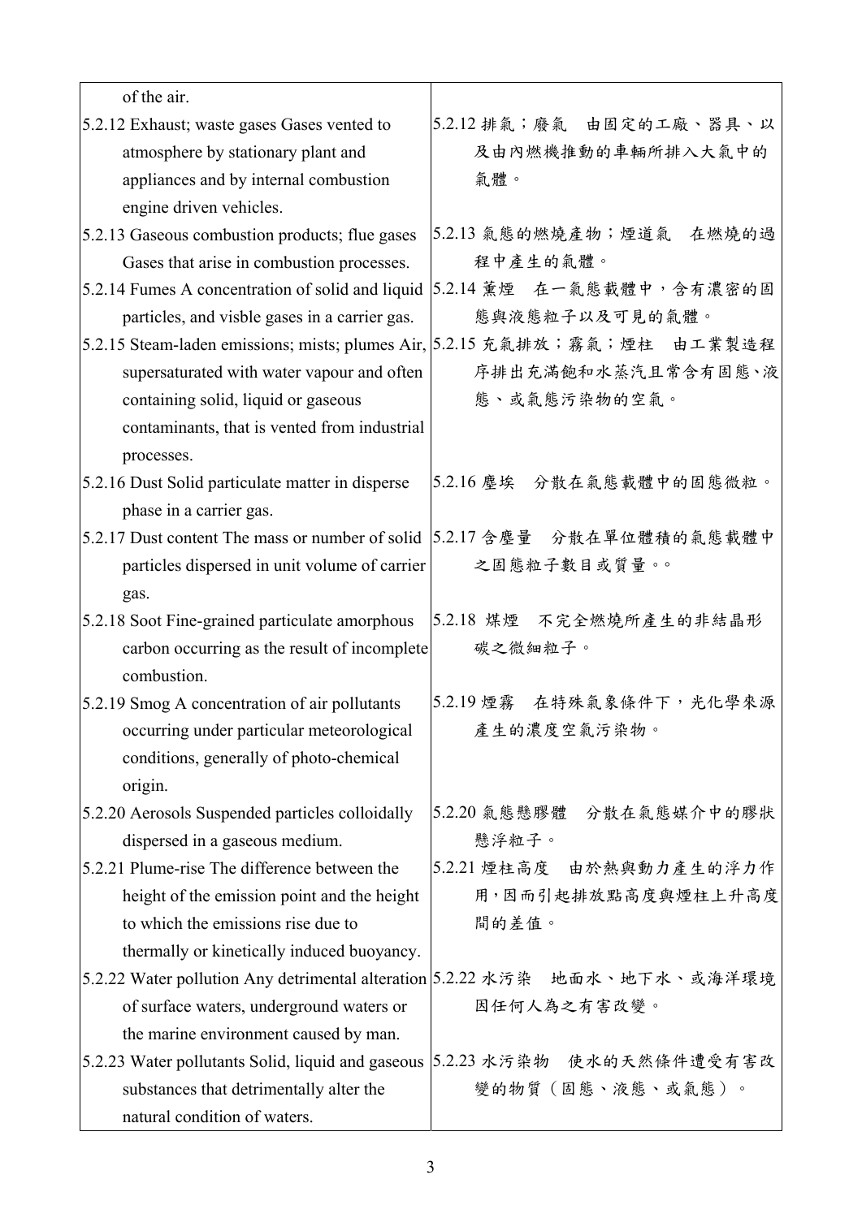| | |
|---|---|
| of the air. | |
| 5.2.12 Exhaust; waste gases Gases vented to atmosphere by stationary plant and appliances and by internal combustion engine driven vehicles. | 5.2.12 排氣；廢氣　由固定的工廠、器具、以及由內燃機推動的車輛所排入大氣中的氣體。 |
| 5.2.13 Gaseous combustion products; flue gases Gases that arise in combustion processes. | 5.2.13 氣態的燃燒產物；煙道氣　在燃燒的過程中產生的氣體。 |
| 5.2.14 Fumes A concentration of solid and liquid particles, and visble gases in a carrier gas. | 5.2.14 薰煙　在一氣態載體中，含有濃密的固態與液態粒子以及可見的氣體。 |
| 5.2.15 Steam-laden emissions; mists; plumes Air, supersaturated with water vapour and often containing solid, liquid or gaseous contaminants, that is vented from industrial processes. | 5.2.15 充氣排放；霧氣；煙柱　由工業製造程序排出充滿飽和水蒸汽且常含有固態、液態、或氣態污染物的空氣。 |
| 5.2.16 Dust Solid particulate matter in disperse phase in a carrier gas. | 5.2.16 塵埃　分散在氣態載體中的固態微粒。 |
| 5.2.17 Dust content The mass or number of solid particles dispersed in unit volume of carrier gas. | 5.2.17 含塵量　分散在單位體積的氣態載體中之固態粒子數目或質量。。 |
| 5.2.18 Soot Fine-grained particulate amorphous carbon occurring as the result of incomplete combustion. | 5.2.18 煤煙　不完全燃燒所產生的非結晶形碳之微細粒子。 |
| 5.2.19 Smog A concentration of air pollutants occurring under particular meteorological conditions, generally of photo-chemical origin. | 5.2.19 煙霧　在特殊氣象條件下，光化學來源產生的濃度空氣污染物。 |
| 5.2.20 Aerosols Suspended particles colloidally dispersed in a gaseous medium. | 5.2.20 氣態懸膠體　分散在氣態媒介中的膠狀懸浮粒子。 |
| 5.2.21 Plume-rise The difference between the height of the emission point and the height to which the emissions rise due to thermally or kinetically induced buoyancy. | 5.2.21 煙柱高度　由於熱與動力產生的浮力作用，因而引起排放點高度與煙柱上升高度間的差值。 |
| 5.2.22 Water pollution Any detrimental alteration of surface waters, underground waters or the marine environment caused by man. | 5.2.22 水污染　地面水、地下水、或海洋環境因任何人為之有害改變。 |
| 5.2.23 Water pollutants Solid, liquid and gaseous substances that detrimentally alter the natural condition of waters. | 5.2.23 水污染物　使水的天然條件遭受有害改變的物質（固態、液態、或氣態）。 |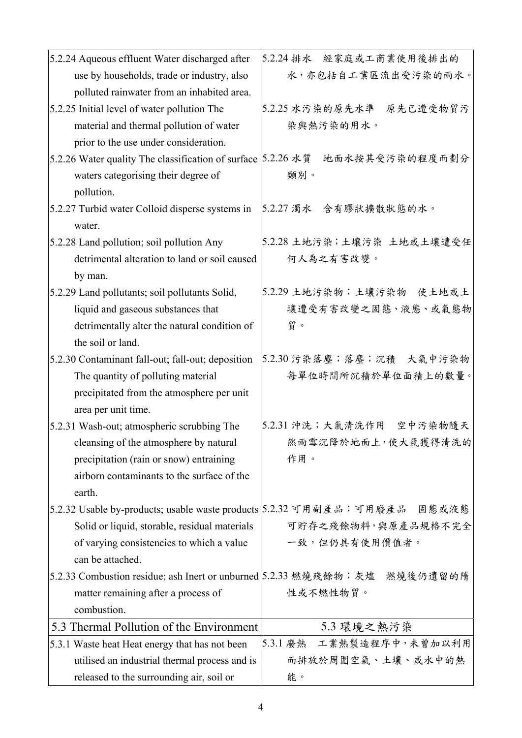| | |
|---|---|
| 5.2.24 Aqueous effluent Water discharged after use by households, trade or industry, also polluted rainwater from an inhabited area. | 5.2.24 排水　經家庭或工商業使用後排出的水，亦包括自工業區流出受污染的雨水。 |
| 5.2.25 Initial level of water pollution The material and thermal pollution of water prior to the use under consideration. | 5.2.25 水污染的原先水準　原先已遭受物質污染與熱污染的用水。 |
| 5.2.26 Water quality The classification of surface waters categorising their degree of pollution. | 5.2.26 水質　地面水按其受污染的程度而劃分類別。 |
| 5.2.27 Turbid water Colloid disperse systems in water. | 5.2.27 濁水　含有膠狀擴散狀態的水。 |
| 5.2.28 Land pollution; soil pollution Any detrimental alteration to land or soil caused by man. | 5.2.28 土地污染；土壤污染 土地或土壤遭受任何人為之有害改變。 |
| 5.2.29 Land pollutants; soil pollutants Solid, liquid and gaseous substances that detrimentally alter the natural condition of the soil or land. | 5.2.29 土地污染物；土壤污染物　使土地或土壤遭受有害改變之固態、液態、或氣態物質。 |
| 5.2.30 Contaminant fall-out; fall-out; deposition The quantity of polluting material precipitated from the atmosphere per unit area per unit time. | 5.2.30 污染落塵；落塵；沉積　大氣中污染物每單位時間所沉積於單位面積上的數量。 |
| 5.2.31 Wash-out; atmospheric scrubbing The cleansing of the atmosphere by natural precipitation (rain or snow) entraining airborn contaminants to the surface of the earth. | 5.2.31 沖洗；大氣清洗作用　空中污染物隨天然雨雪沉降於地面上，使大氣獲得清洗的作用。 |
| 5.2.32 Usable by-products; usable waste products Solid or liquid, storable, residual materials of varying consistencies to which a value can be attached. | 5.2.32 可用副產品；可用廢產品　固態或液態可貯存之殘餘物料，與原產品規格不完全一致，但仍具有使用價值者。 |
| 5.2.33 Combustion residue; ash Inert or unburned matter remaining after a process of combustion. | 5.2.33 燃燒殘餘物；灰燼　燃燒後仍遺留的惰性或不燃性物質。 |
| **5.3 Thermal Pollution of the Environment** | **5.3 環境之熱污染** |
| 5.3.1 Waste heat Heat energy that has not been utilised an industrial thermal process and is released to the surrounding air, soil or | 5.3.1 廢熱　工業熱製造程序中，未曾加以利用而排放於周圍空氣、土壤、或水中的熱能。 |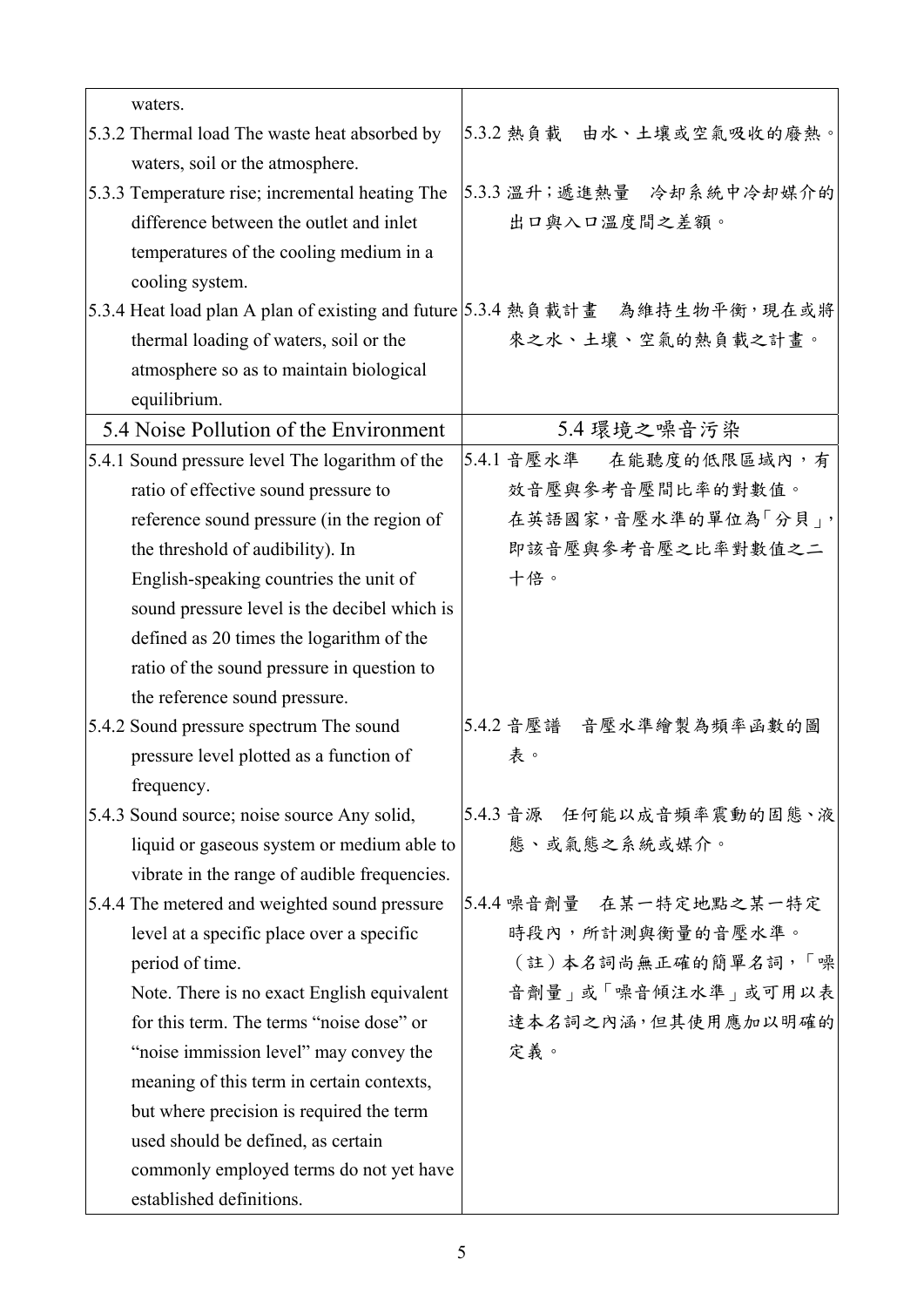| | |
|---|---|
| waters. | |
| 5.3.2 Thermal load The waste heat absorbed by waters, soil or the atmosphere. | 5.3.2 熱負載　由水、土壤或空氣吸收的廢熱。 |
| 5.3.3 Temperature rise; incremental heating The difference between the outlet and inlet temperatures of the cooling medium in a cooling system. | 5.3.3 溫升；遞進熱量　冷卻系統中冷卻媒介的出口與入口溫度間之差額。 |
| 5.3.4 Heat load plan A plan of existing and future thermal loading of waters, soil or the atmosphere so as to maintain biological equilibrium. | 5.3.4 熱負載計畫　為維持生物平衡，現在或將來之水、土壤、空氣的熱負載之計畫。 |
| **5.4 Noise Pollution of the Environment** | **5.4 環境之噪音污染** |
| 5.4.1 Sound pressure level The logarithm of the ratio of effective sound pressure to reference sound pressure (in the region of the threshold of audibility). In English-speaking countries the unit of sound pressure level is the decibel which is defined as 20 times the logarithm of the ratio of the sound pressure in question to the reference sound pressure. | 5.4.1 音壓水準　在能聽度的低限區域內，有效音壓與參考音壓間比率的對數值。<br>在英語國家，音壓水準的單位為「分貝」，即該音壓與參考音壓之比率對數值之二十倍。 |
| 5.4.2 Sound pressure spectrum The sound pressure level plotted as a function of frequency. | 5.4.2 音壓譜　音壓水準繪製為頻率函數的圖表。 |
| 5.4.3 Sound source; noise source Any solid, liquid or gaseous system or medium able to vibrate in the range of audible frequencies. | 5.4.3 音源　任何能以成音頻率震動的固態、液態、或氣態之系統或媒介。 |
| 5.4.4 The metered and weighted sound pressure level at a specific place over a specific period of time.<br>Note. There is no exact English equivalent for this term. The terms "noise dose" or "noise immission level" may convey the meaning of this term in certain contexts, but where precision is required the term used should be defined, as certain commonly employed terms do not yet have established definitions. | 5.4.4 噪音劑量　在某一特定地點之某一特定時段內，所計測與衡量的音壓水準。<br>（註）本名詞尚無正確的簡單名詞，「噪音劑量」或「噪音傾注水準」或可用以表達本名詞之內涵，但其使用應加以明確的定義。 |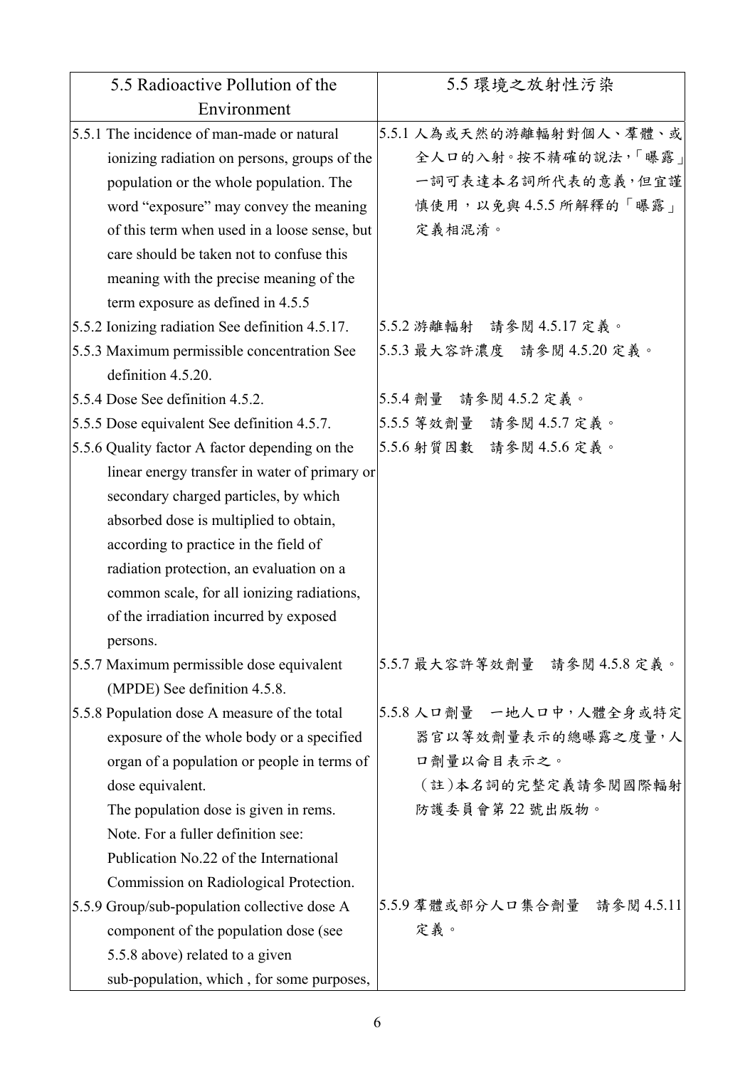| 5.5 Radioactive Pollution of the Environment | 5.5 環境之放射性污染 |
|---|---|
| 5.5.1 The incidence of man-made or natural ionizing radiation on persons, groups of the population or the whole population. The word “exposure” may convey the meaning of this term when used in a loose sense, but care should be taken not to confuse this meaning with the precise meaning of the term exposure as defined in 4.5.5 | 5.5.1 人為或天然的游離輻射對個人、羣體、或全人口的入射。按不精確的說法，「曝露」一詞可表達本名詞所代表的意義，但宜謹慎使用，以免與 4.5.5 所解釋的「曝露」定義相混淆。 |
| 5.5.2 Ionizing radiation See definition 4.5.17. | 5.5.2 游離輻射　請參閱 4.5.17 定義。 |
| 5.5.3 Maximum permissible concentration See definition 4.5.20. | 5.5.3 最大容許濃度　請參閱 4.5.20 定義。 |
| 5.5.4 Dose See definition 4.5.2. | 5.5.4 劑量　請參閱 4.5.2 定義。 |
| 5.5.5 Dose equivalent See definition 4.5.7. | 5.5.5 等效劑量　請參閱 4.5.7 定義。 |
| 5.5.6 Quality factor A factor depending on the linear energy transfer in water of primary or secondary charged particles, by which absorbed dose is multiplied to obtain, according to practice in the field of radiation protection, an evaluation on a common scale, for all ionizing radiations, of the irradiation incurred by exposed persons. | 5.5.6 射質因數　請參閱 4.5.6 定義。 |
| 5.5.7 Maximum permissible dose equivalent (MPDE) See definition 4.5.8. | 5.5.7 最大容許等效劑量　請參閱 4.5.8 定義。 |
| 5.5.8 Population dose A measure of the total exposure of the whole body or a specified organ of a population or people in terms of dose equivalent.<br>The population dose is given in rems.<br>Note. For a fuller definition see: Publication No.22 of the International Commission on Radiological Protection. | 5.5.8 人口劑量　一地人口中，人體全身或特定器官以等效劑量表示的總曝露之度量，人口劑量以侖目表示之。<br>（註）本名詞的完整定義請參閱國際輻射防護委員會第 22 號出版物。 |
| 5.5.9 Group/sub-population collective dose A component of the population dose (see 5.5.8 above) related to a given sub-population, which , for some purposes, | 5.5.9 羣體或部分人口集合劑量　請參閱 4.5.11 定義。 |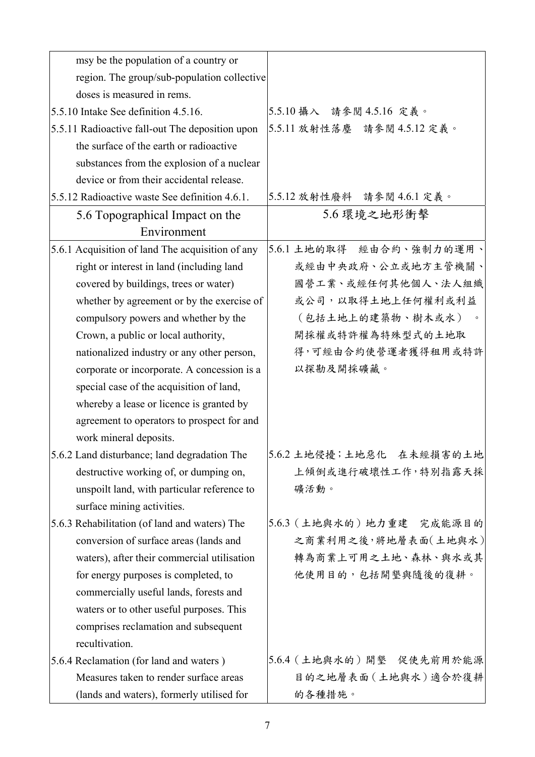| | |
|---|---|
| msy be the population of a country or region. The group/sub-population collective doses is measured in rems. | |
| 5.5.10 Intake See definition 4.5.16. | 5.5.10 攝入　請參閱 4.5.16 定義。 |
| 5.5.11 Radioactive fall-out The deposition upon the surface of the earth or radioactive substances from the explosion of a nuclear device or from their accidental release. | 5.5.11 放射性落塵　請參閱 4.5.12 定義。 |
| 5.5.12 Radioactive waste See definition 4.6.1. | 5.5.12 放射性廢料　請參閱 4.6.1 定義。 |
| 5.6 Topographical Impact on the Environment | 5.6 環境之地形衝擊 |
| 5.6.1 Acquisition of land The acquisition of any right or interest in land (including land covered by buildings, trees or water) whether by agreement or by the exercise of compulsory powers and whether by the Crown, a public or local authority, nationalized industry or any other person, corporate or incorporate. A concession is a special case of the acquisition of land, whereby a lease or licence is granted by agreement to operators to prospect for and work mineral deposits. | 5.6.1 土地的取得　經由合約、強制力的運用、或經由中央政府、公立或地方主管機關、國營工業、或經任何其他個人、法人組織或公司，以取得土地上任何權利或利益（包括土地上的建築物、樹木或水）。開採權或特許權為特殊型式的土地取得，可經由合約使營運者獲得租用或特許以探勘及開採礦藏。 |
| 5.6.2 Land disturbance; land degradation The destructive working of, or dumping on, unspoilt land, with particular reference to surface mining activities. | 5.6.2 土地侵擾；土地惡化　在未經損害的土地上傾倒或進行破壞性工作，特別指露天採礦活動。 |
| 5.6.3 Rehabilitation (of land and waters) The conversion of surface areas (lands and waters), after their commercial utilisation for energy purposes is completed, to commercially useful lands, forests and waters or to other useful purposes. This comprises reclamation and subsequent recultivation. | 5.6.3（土地與水的）地力重建　完成能源目的之商業利用之後，將地層表面(土地與水)轉為商業上可用之土地、森林、與水或其他使用目的，包括開墾與隨後的復耕。 |
| 5.6.4 Reclamation (for land and waters ) Measures taken to render surface areas (lands and waters), formerly utilised for | 5.6.4（土地與水的）開墾　促使先前用於能源目的之地層表面（土地與水）適合於復耕的各種措施。 |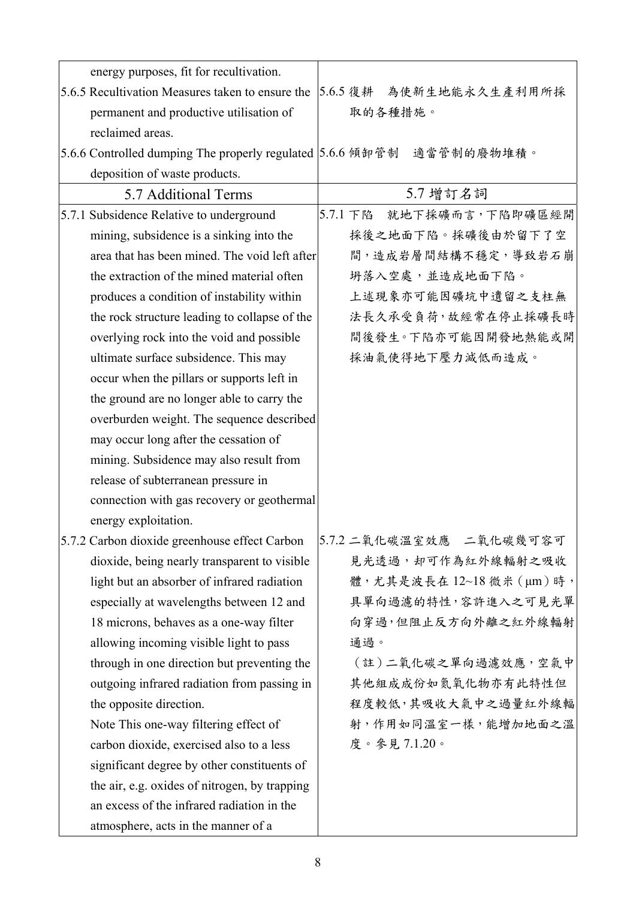| | |
|---|---|
| energy purposes, fit for recultivation. | |
| 5.6.5 Recultivation Measures taken to ensure the permanent and productive utilisation of reclaimed areas. | 5.6.5 復耕　為使新生地能永久生產利用所採取的各種措施。 |
| 5.6.6 Controlled dumping The properly regulated deposition of waste products. | 5.6.6 傾卸管制　適當管制的廢物堆積。 |
| 5.7 Additional Terms | 5.7 增訂名詞 |
| 5.7.1 Subsidence Relative to underground mining, subsidence is a sinking into the area that has been mined. The void left after the extraction of the mined material often produces a condition of instability within the rock structure leading to collapse of the overlying rock into the void and possible ultimate surface subsidence. This may occur when the pillars or supports left in the ground are no longer able to carry the overburden weight. The sequence described may occur long after the cessation of mining. Subsidence may also result from release of subterranean pressure in connection with gas recovery or geothermal energy exploitation. | 5.7.1 下陷　就地下採礦而言，下陷即礦區經開採後之地面下陷。採礦後由於留下了空間，造成岩層間結構不穩定，導致岩石崩坍落入空處，並造成地面下陷。<br>上述現象亦可能因礦坑中遺留之支柱無法長久承受負荷，故經常在停止採礦長時間後發生。下陷亦可能因開發地熱能或開採油氣使得地下壓力減低而造成。 |
| 5.7.2 Carbon dioxide greenhouse effect Carbon dioxide, being nearly transparent to visible light but an absorber of infrared radiation especially at wavelengths between 12 and 18 microns, behaves as a one-way filter allowing incoming visible light to pass through in one direction but preventing the outgoing infrared radiation from passing in the opposite direction.<br>Note This one-way filtering effect of carbon dioxide, exercised also to a less significant degree by other constituents of the air, e.g. oxides of nitrogen, by trapping an excess of the infrared radiation in the atmosphere, acts in the manner of a | 5.7.2 二氧化碳溫室效應　二氧化碳幾可容可見光透過，卻可作為紅外線輻射之吸收體，尤其是波長在 12~18 微米（μm）時，具單向過濾的特性，容許進入之可見光單向穿過，但阻止反方向外離之紅外線輻射通過。<br>（註）二氧化碳之單向過濾效應，空氣中其他組成成份如氮氧化物亦有此特性但程度較低，其吸收大氣中之過量紅外線輻射，作用如同溫室一樣，能增加地面之溫度。參見 7.1.20。 |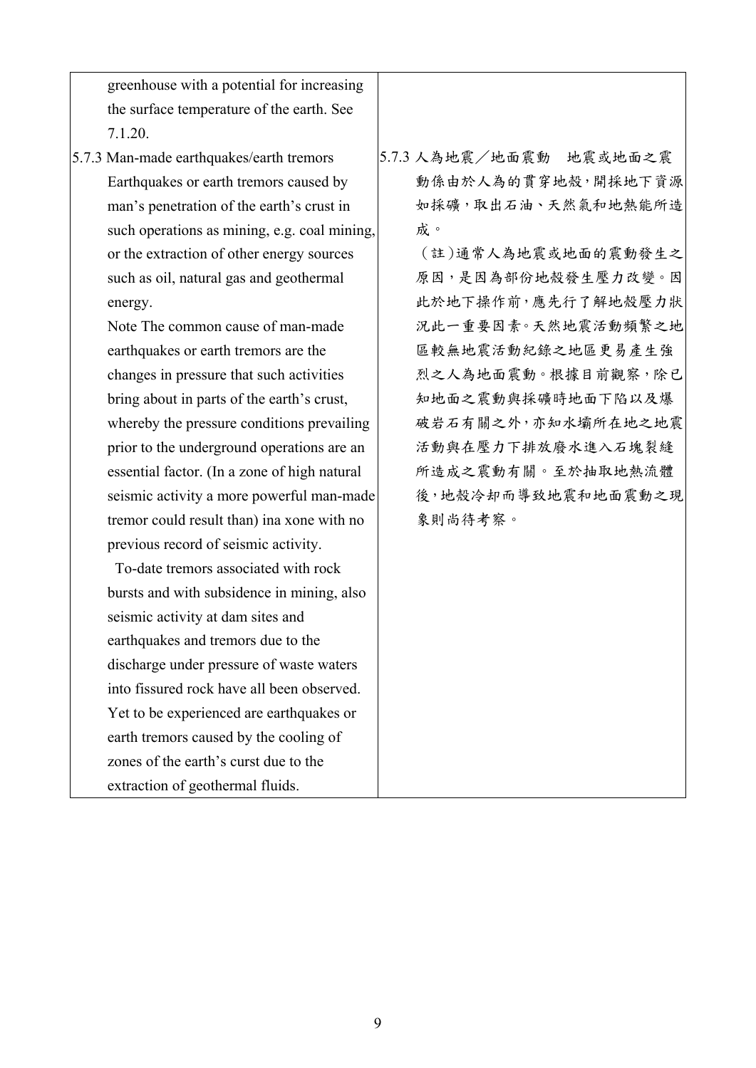| | |
|---|---|
| greenhouse with a potential for increasing the surface temperature of the earth. See 7.1.20. | |
| 5.7.3 Man-made earthquakes/earth tremors<br>Earthquakes or earth tremors caused by man's penetration of the earth's crust in such operations as mining, e.g. coal mining, or the extraction of other energy sources such as oil, natural gas and geothermal energy.<br>Note The common cause of man-made earthquakes or earth tremors are the changes in pressure that such activities bring about in parts of the earth's crust, whereby the pressure conditions prevailing prior to the underground operations are an essential factor. (In a zone of high natural seismic activity a more powerful man-made tremor could result than) ina xone with no previous record of seismic activity.<br>To-date tremors associated with rock bursts and with subsidence in mining, also seismic activity at dam sites and earthquakes and tremors due to the discharge under pressure of waste waters into fissured rock have all been observed. Yet to be experienced are earthquakes or earth tremors caused by the cooling of zones of the earth's curst due to the extraction of geothermal fluids. | 5.7.3 人為地震／地面震動　地震或地面之震動係由於人為的貫穿地殼，開採地下資源如採礦，取出石油、天然氣和地熱能所造成。<br>（註)通常人為地震或地面的震動發生之原因，是因為部份地殼發生壓力改變。因此於地下操作前，應先行了解地殼壓力狀況此一重要因素。天然地震活動頻繁之地區較無地震活動紀錄之地區更易產生強烈之人為地面震動。根據目前觀察，除已知地面之震動與採礦時地面下陷以及爆破岩石有關之外，亦知水壩所在地之地震活動與在壓力下排放廢水進入石塊裂縫所造成之震動有關。至於抽取地熱流體後，地殼冷卻而導致地震和地面震動之現象則尚待考察。 |